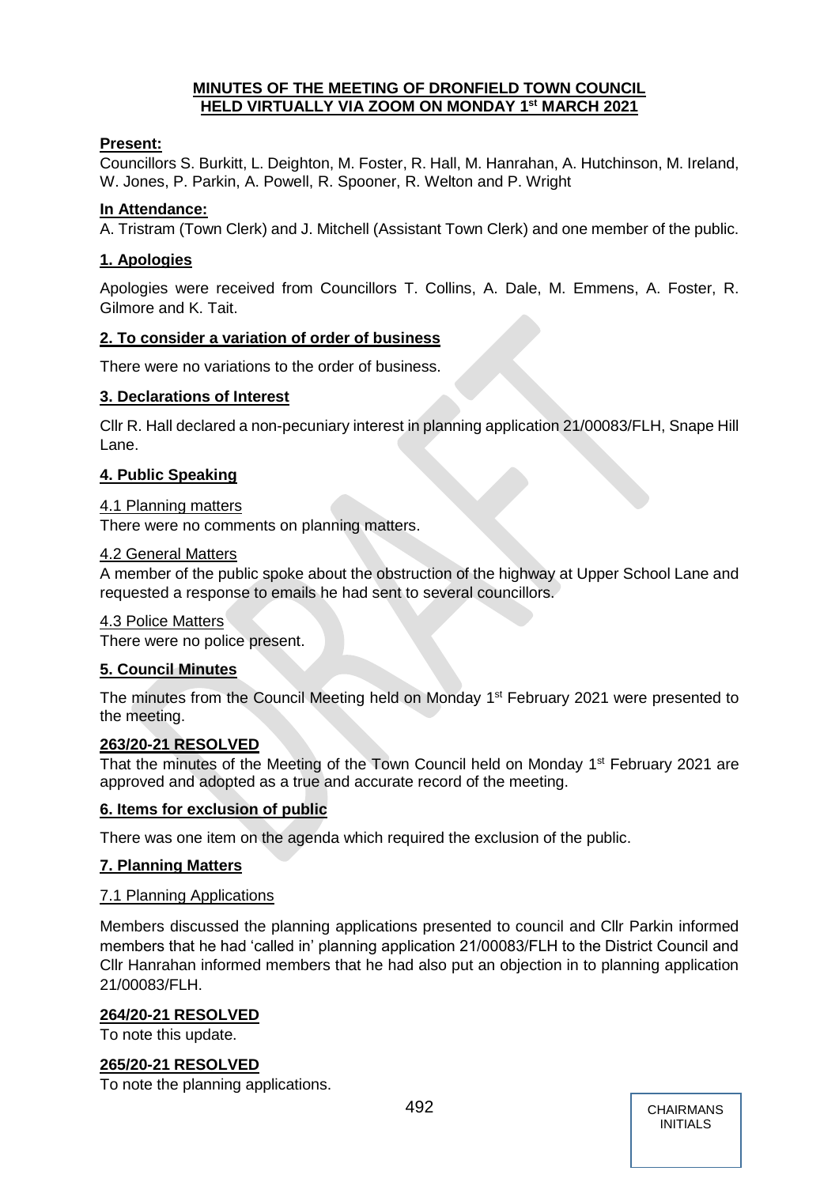# MINUTES OF THE MEETING OF DRONFIELD TOWN COUNCIL HELD VIRTUALLY VIA ZOOM ON MONDAY 1st MARCH 2021

**Present:**

Councillors S. Burkitt, L. Deighton, M. Foster, R. Hall, M. Hanrahan, A. Hutchinson, M. Ireland, W. Jones, P. Parkin, A. Powell, R. Spooner, R. Welton and P. Wright

**In Attendance:**

A. Tristram (Town Clerk) and J. Mitchell (Assistant Town Clerk) and one member of the public.

## 1. Apologies

Apologies were received from Councillors T. Collins, A. Dale, M. Emmens, A. Foster, R. Gilmore and K. Tait.

## 2. To consider a variation of order of business

There were no variations to the order of business.

## 3. Declarations of Interest

Cllr R. Hall declared a non-pecuniary interest in planning application 21/00083/FLH, Snape Hill Lane.

## 4. Public Speaking

4.1 Planning matters

There were no comments on planning matters.

4.2 General Matters

A member of the public spoke about the obstruction of the highway at Upper School Lane and requested a response to emails he had sent to several councillors.

4.3 Police Matters

There were no police present.

## 5. Council Minutes

The minutes from the Council Meeting held on Monday 1st February 2021 were presented to the meeting.

**263/20-21 RESOLVED**

That the minutes of the Meeting of the Town Council held on Monday 1st February 2021 are approved and adopted as a true and accurate record of the meeting.

## 6. Items for exclusion of public

There was one item on the agenda which required the exclusion of the public.

## 7. Planning Matters

7.1 Planning Applications

Members discussed the planning applications presented to council and Cllr Parkin informed members that he had 'called in' planning application 21/00083/FLH to the District Council and Cllr Hanrahan informed members that he had also put an objection in to planning application 21/00083/FLH.

**264/20-21 RESOLVED**

To note this update.

**265/20-21 RESOLVED**

To note the planning applications.

CHAIRMANS INITIALS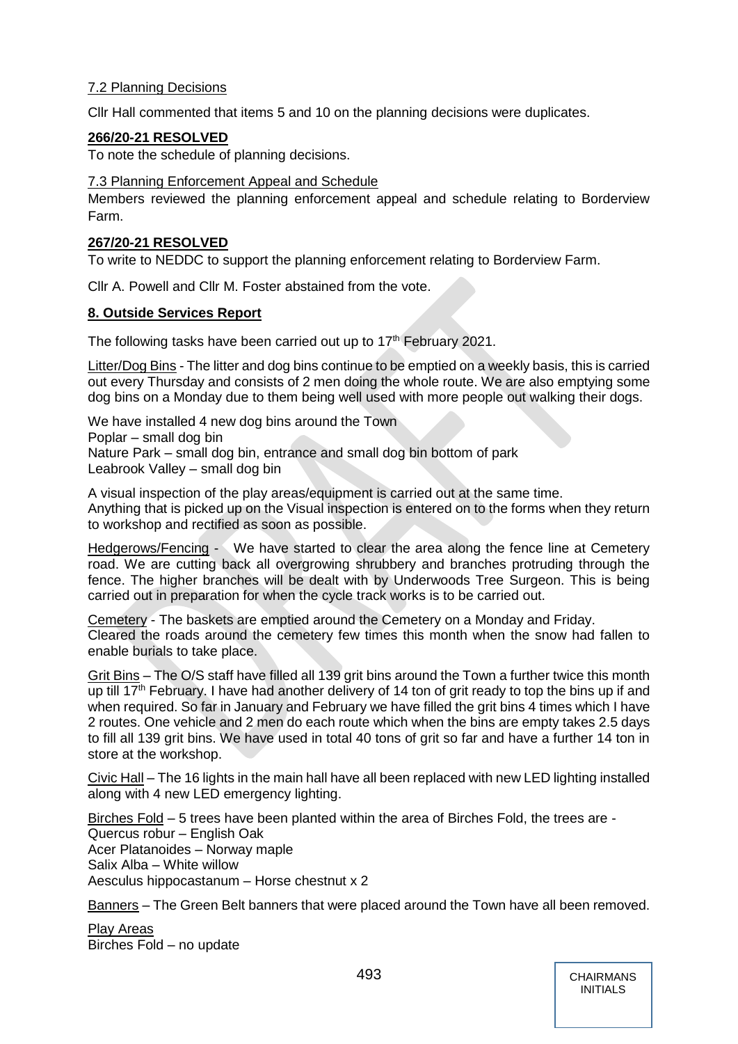7.2 Planning Decisions

Cllr Hall commented that items 5 and 10 on the planning decisions were duplicates.

**266/20-21 RESOLVED**

To note the schedule of planning decisions.

7.3 Planning Enforcement Appeal and Schedule

Members reviewed the planning enforcement appeal and schedule relating to Borderview Farm.

**267/20-21 RESOLVED**

To write to NEDDC to support the planning enforcement relating to Borderview Farm.

Cllr A. Powell and Cllr M. Foster abstained from the vote.

**8. Outside Services Report**

The following tasks have been carried out up to 17th February 2021.

Litter/Dog Bins - The litter and dog bins continue to be emptied on a weekly basis, this is carried out every Thursday and consists of 2 men doing the whole route. We are also emptying some dog bins on a Monday due to them being well used with more people out walking their dogs.

We have installed 4 new dog bins around the Town
Poplar – small dog bin
Nature Park – small dog bin, entrance and small dog bin bottom of park
Leabrook Valley – small dog bin

A visual inspection of the play areas/equipment is carried out at the same time.
Anything that is picked up on the Visual inspection is entered on to the forms when they return to workshop and rectified as soon as possible.

Hedgerows/Fencing - We have started to clear the area along the fence line at Cemetery road. We are cutting back all overgrowing shrubbery and branches protruding through the fence. The higher branches will be dealt with by Underwoods Tree Surgeon. This is being carried out in preparation for when the cycle track works is to be carried out.

Cemetery - The baskets are emptied around the Cemetery on a Monday and Friday.
Cleared the roads around the cemetery few times this month when the snow had fallen to enable burials to take place.

Grit Bins – The O/S staff have filled all 139 grit bins around the Town a further twice this month up till 17th February. I have had another delivery of 14 ton of grit ready to top the bins up if and when required. So far in January and February we have filled the grit bins 4 times which I have 2 routes. One vehicle and 2 men do each route which when the bins are empty takes 2.5 days to fill all 139 grit bins. We have used in total 40 tons of grit so far and have a further 14 ton in store at the workshop.

Civic Hall – The 16 lights in the main hall have all been replaced with new LED lighting installed along with 4 new LED emergency lighting.

Birches Fold – 5 trees have been planted within the area of Birches Fold, the trees are -
Quercus robur – English Oak
Acer Platanoides – Norway maple
Salix Alba – White willow
Aesculus hippocastanum – Horse chestnut x 2

Banners – The Green Belt banners that were placed around the Town have all been removed.

Play Areas
Birches Fold – no update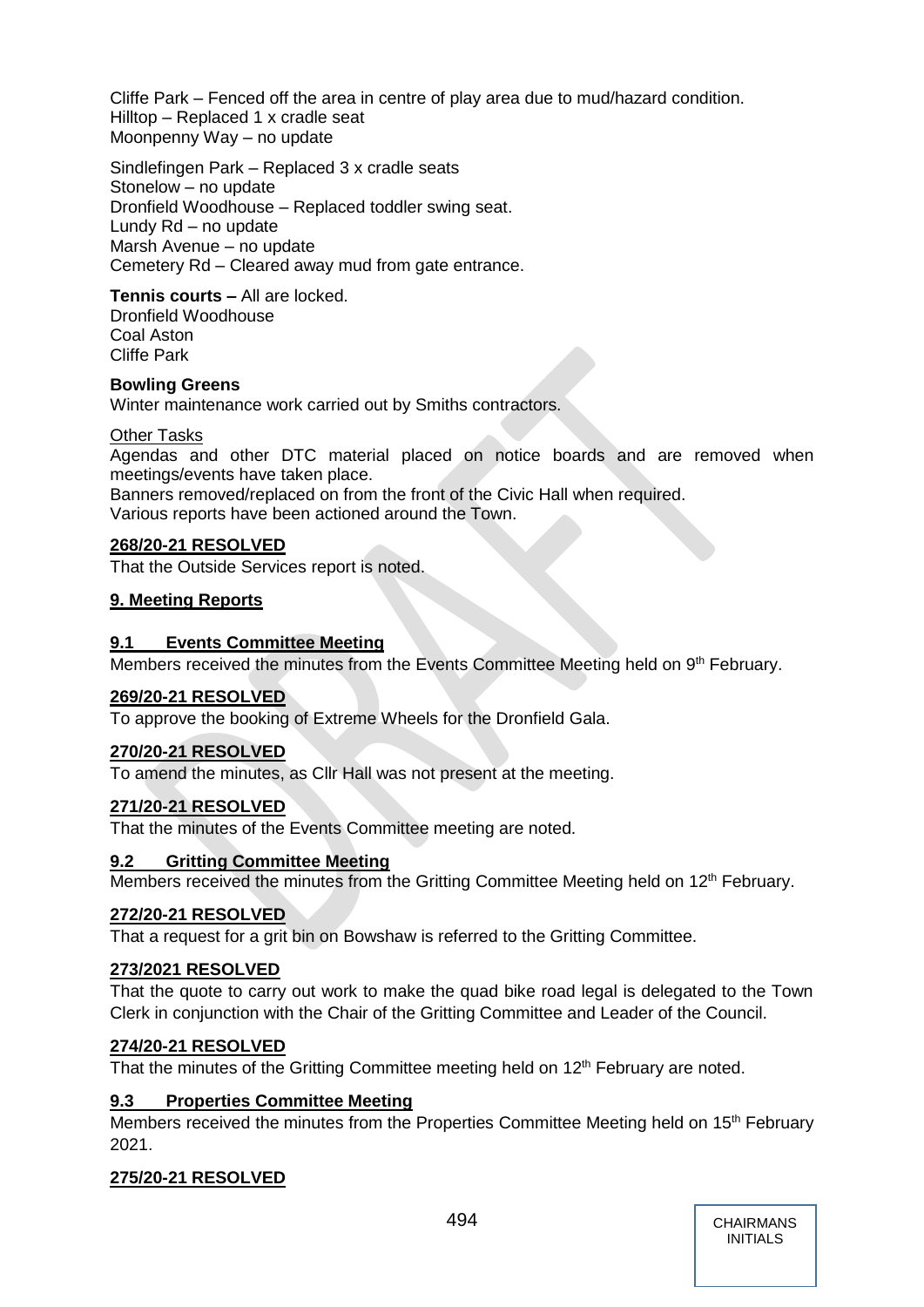Cliffe Park – Fenced off the area in centre of play area due to mud/hazard condition.
Hilltop – Replaced 1 x cradle seat
Moonpenny Way – no update

Sindlefingen Park – Replaced 3 x cradle seats
Stonelow – no update
Dronfield Woodhouse – Replaced toddler swing seat.
Lundy Rd – no update
Marsh Avenue – no update
Cemetery Rd – Cleared away mud from gate entrance.

**Tennis courts –** All are locked.
Dronfield Woodhouse
Coal Aston
Cliffe Park

**Bowling Greens**
Winter maintenance work carried out by Smiths contractors.

Other Tasks
Agendas and other DTC material placed on notice boards and are removed when meetings/events have taken place.
Banners removed/replaced on from the front of the Civic Hall when required.
Various reports have been actioned around the Town.

**268/20-21 RESOLVED**
That the Outside Services report is noted.

**9. Meeting Reports**

**9.1 Events Committee Meeting**
Members received the minutes from the Events Committee Meeting held on 9th February.

**269/20-21 RESOLVED**
To approve the booking of Extreme Wheels for the Dronfield Gala.

**270/20-21 RESOLVED**
To amend the minutes, as Cllr Hall was not present at the meeting.

**271/20-21 RESOLVED**
That the minutes of the Events Committee meeting are noted.

**9.2 Gritting Committee Meeting**
Members received the minutes from the Gritting Committee Meeting held on 12th February.

**272/20-21 RESOLVED**
That a request for a grit bin on Bowshaw is referred to the Gritting Committee.

**273/2021 RESOLVED**
That the quote to carry out work to make the quad bike road legal is delegated to the Town Clerk in conjunction with the Chair of the Gritting Committee and Leader of the Council.

**274/20-21 RESOLVED**
That the minutes of the Gritting Committee meeting held on 12th February are noted.

**9.3 Properties Committee Meeting**
Members received the minutes from the Properties Committee Meeting held on 15th February 2021.

**275/20-21 RESOLVED**

CHAIRMANS INITIALS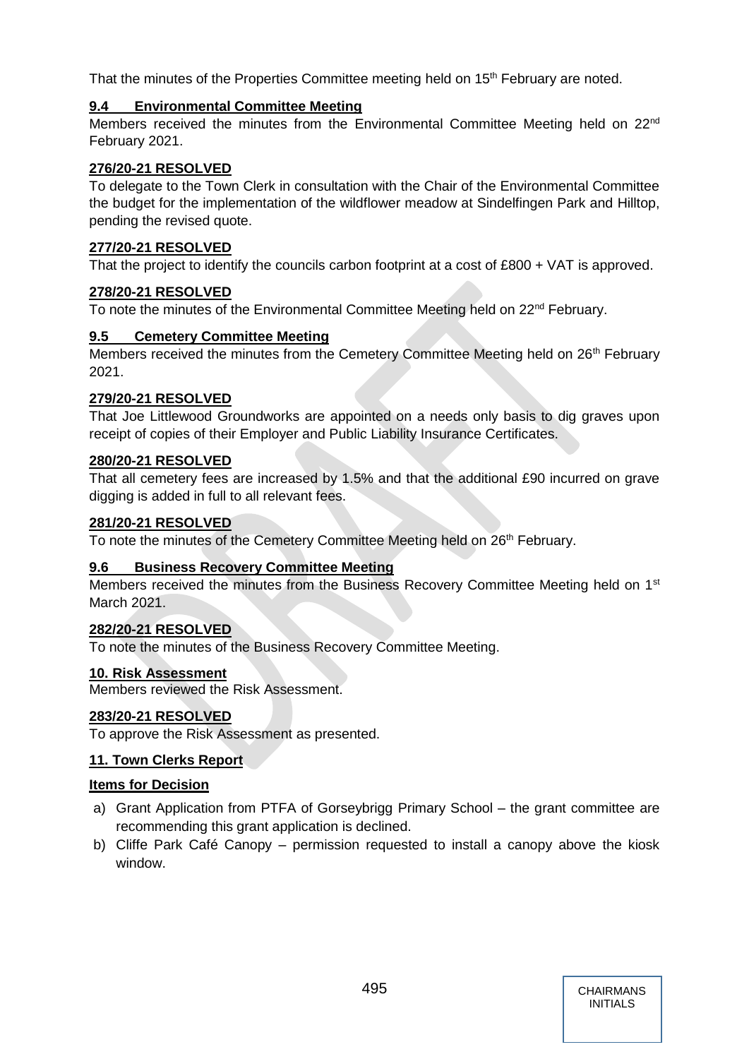That the minutes of the Properties Committee meeting held on 15th February are noted.

### 9.4 Environmental Committee Meeting

Members received the minutes from the Environmental Committee Meeting held on 22nd February 2021.

**276/20-21 RESOLVED**

To delegate to the Town Clerk in consultation with the Chair of the Environmental Committee the budget for the implementation of the wildflower meadow at Sindelfingen Park and Hilltop, pending the revised quote.

**277/20-21 RESOLVED**

That the project to identify the councils carbon footprint at a cost of £800 + VAT is approved.

**278/20-21 RESOLVED**

To note the minutes of the Environmental Committee Meeting held on 22nd February.

### 9.5 Cemetery Committee Meeting

Members received the minutes from the Cemetery Committee Meeting held on 26th February 2021.

**279/20-21 RESOLVED**

That Joe Littlewood Groundworks are appointed on a needs only basis to dig graves upon receipt of copies of their Employer and Public Liability Insurance Certificates.

**280/20-21 RESOLVED**

That all cemetery fees are increased by 1.5% and that the additional £90 incurred on grave digging is added in full to all relevant fees.

**281/20-21 RESOLVED**

To note the minutes of the Cemetery Committee Meeting held on 26th February.

### 9.6 Business Recovery Committee Meeting

Members received the minutes from the Business Recovery Committee Meeting held on 1st March 2021.

**282/20-21 RESOLVED**

To note the minutes of the Business Recovery Committee Meeting.

## 10. Risk Assessment

Members reviewed the Risk Assessment.

**283/20-21 RESOLVED**

To approve the Risk Assessment as presented.

## 11. Town Clerks Report

**Items for Decision**

a) Grant Application from PTFA of Gorseybrigg Primary School – the grant committee are recommending this grant application is declined.
b) Cliffe Park Café Canopy – permission requested to install a canopy above the kiosk window.

CHAIRMANS INITIALS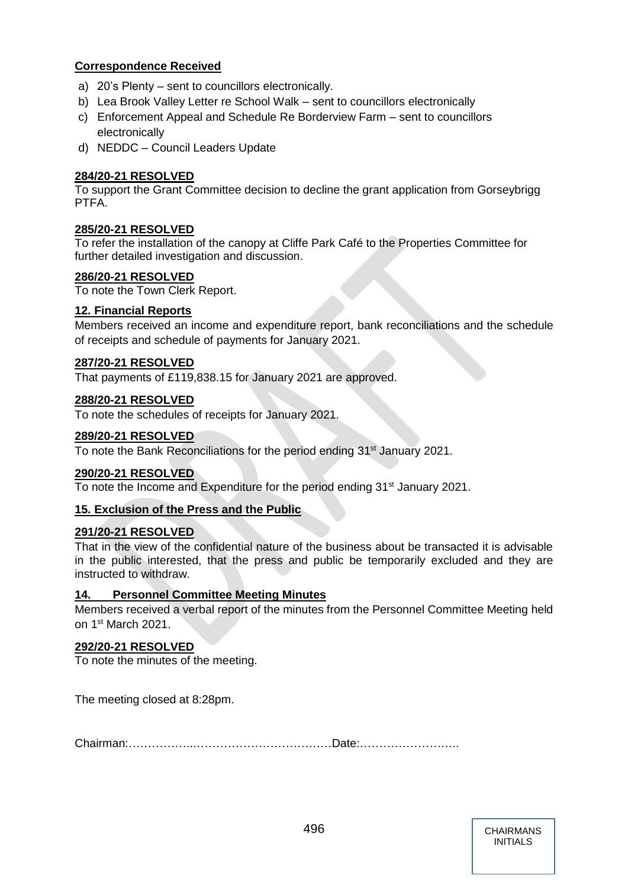**Correspondence Received**

a) 20's Plenty – sent to councillors electronically.
b) Lea Brook Valley Letter re School Walk – sent to councillors electronically
c) Enforcement Appeal and Schedule Re Borderview Farm – sent to councillors electronically
d) NEDDC – Council Leaders Update

**284/20-21 RESOLVED**

To support the Grant Committee decision to decline the grant application from Gorseybrigg PTFA.

**285/20-21 RESOLVED**

To refer the installation of the canopy at Cliffe Park Café to the Properties Committee for further detailed investigation and discussion.

**286/20-21 RESOLVED**

To note the Town Clerk Report.

**12. Financial Reports**

Members received an income and expenditure report, bank reconciliations and the schedule of receipts and schedule of payments for January 2021.

**287/20-21 RESOLVED**

That payments of £119,838.15 for January 2021 are approved.

**288/20-21 RESOLVED**

To note the schedules of receipts for January 2021.

**289/20-21 RESOLVED**

To note the Bank Reconciliations for the period ending 31st January 2021.

**290/20-21 RESOLVED**

To note the Income and Expenditure for the period ending 31st January 2021.

**15. Exclusion of the Press and the Public**

**291/20-21 RESOLVED**

That in the view of the confidential nature of the business about be transacted it is advisable in the public interested, that the press and public be temporarily excluded and they are instructed to withdraw.

**14. Personnel Committee Meeting Minutes**

Members received a verbal report of the minutes from the Personnel Committee Meeting held on 1st March 2021.

**292/20-21 RESOLVED**

To note the minutes of the meeting.

The meeting closed at 8:28pm.

Chairman:……………..………………………………Date:……………………..

CHAIRMANS INITIALS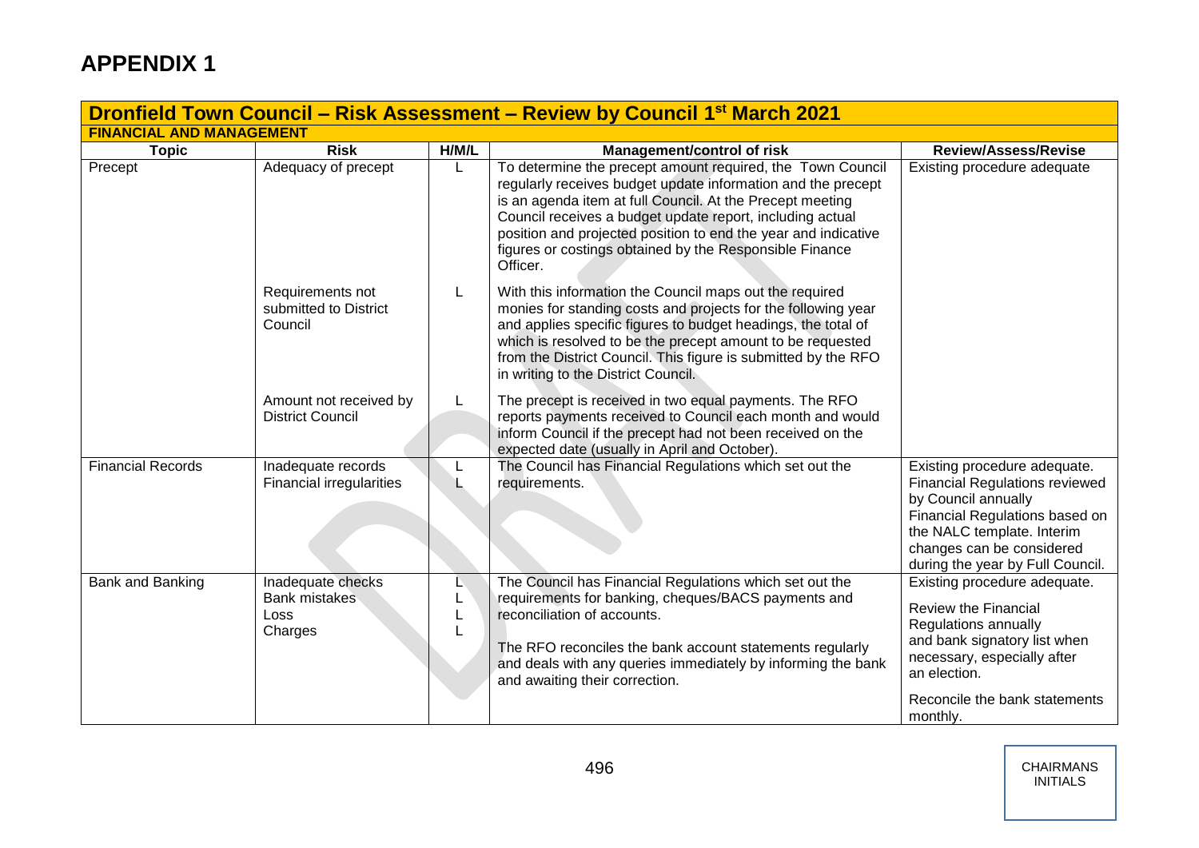# APPENDIX 1

| Dronfield Town Council – Risk Assessment – Review by Council 1st March 2021 | | | | |
|---|---|---|---|---|
| **FINANCIAL AND MANAGEMENT** | | | | |
| **Topic** | **Risk** | **H/M/L** | **Management/control of risk** | **Review/Assess/Revise** |
| Precept | Adequacy of precept | L | To determine the precept amount required, the Town Council regularly receives budget update information and the precept is an agenda item at full Council. At the Precept meeting Council receives a budget update report, including actual position and projected position to end the year and indicative figures or costings obtained by the Responsible Finance Officer. | Existing procedure adequate |
| | Requirements not submitted to District Council | L | With this information the Council maps out the required monies for standing costs and projects for the following year and applies specific figures to budget headings, the total of which is resolved to be the precept amount to be requested from the District Council. This figure is submitted by the RFO in writing to the District Council. | |
| | Amount not received by District Council | L | The precept is received in two equal payments. The RFO reports payments received to Council each month and would inform Council if the precept had not been received on the expected date (usually in April and October). | |
| Financial Records | Inadequate records<br>Financial irregularities | L<br>L | The Council has Financial Regulations which set out the requirements. | Existing procedure adequate. Financial Regulations reviewed by Council annually Financial Regulations based on the NALC template. Interim changes can be considered during the year by Full Council. |
| Bank and Banking | Inadequate checks<br>Bank mistakes<br>Loss<br>Charges | L<br>L<br>L<br>L | The Council has Financial Regulations which set out the requirements for banking, cheques/BACS payments and reconciliation of accounts.<br><br>The RFO reconciles the bank account statements regularly and deals with any queries immediately by informing the bank and awaiting their correction. | Existing procedure adequate.<br><br>Review the Financial Regulations annually and bank signatory list when necessary, especially after an election.<br><br>Reconcile the bank statements monthly. |

CHAIRMANS INITIALS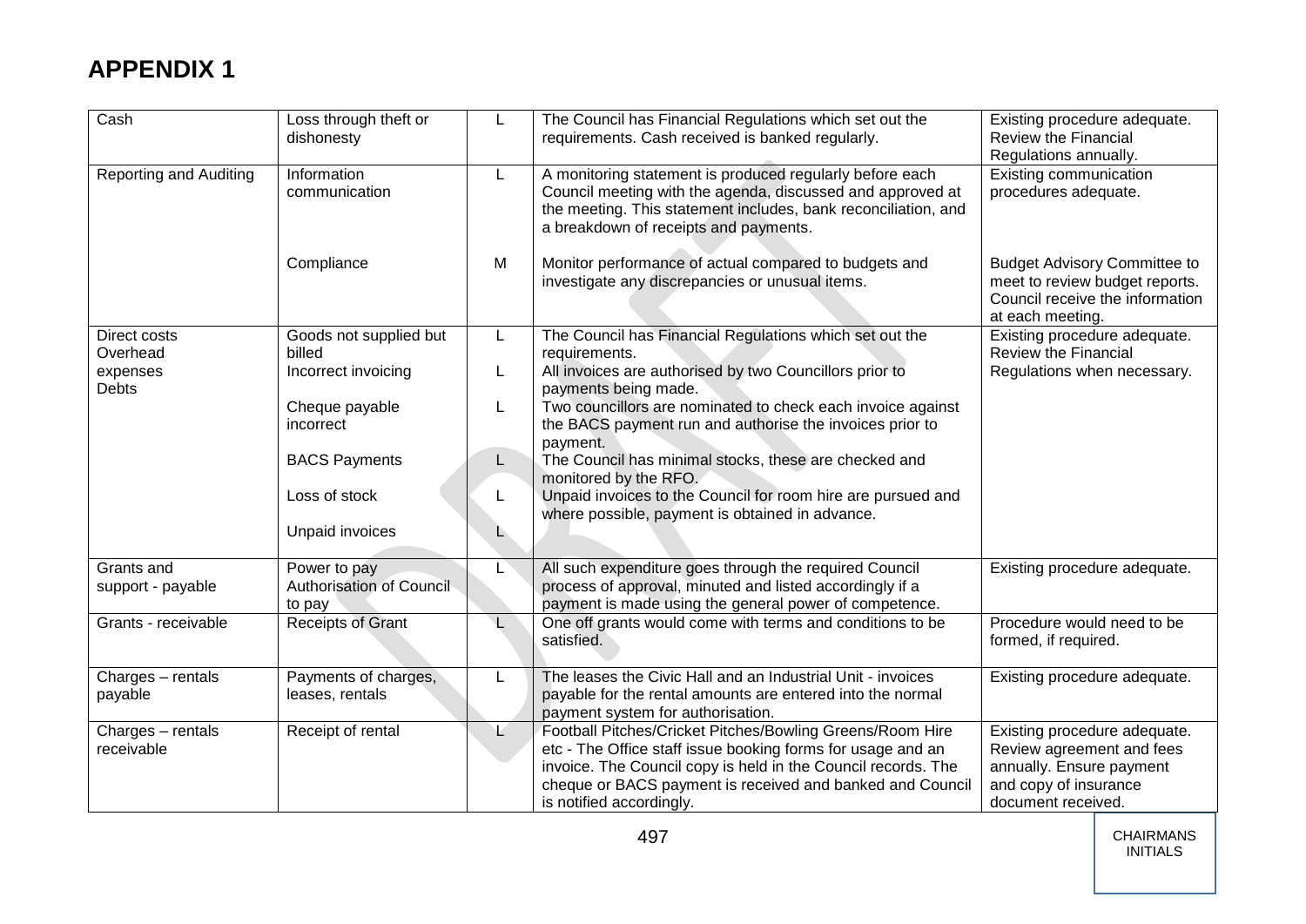# APPENDIX 1

| | | | | |
|---|---|---|---|---|
| Cash | Loss through theft or dishonesty | L | The Council has Financial Regulations which set out the requirements. Cash received is banked regularly. | Existing procedure adequate. Review the Financial Regulations annually. |
| Reporting and Auditing | Information communication | L | A monitoring statement is produced regularly before each Council meeting with the agenda, discussed and approved at the meeting. This statement includes, bank reconciliation, and a breakdown of receipts and payments. | Existing communication procedures adequate. |
| | Compliance | M | Monitor performance of actual compared to budgets and investigate any discrepancies or unusual items. | Budget Advisory Committee to meet to review budget reports. Council receive the information at each meeting. |
| Direct costs<br>Overhead expenses<br>Debts | Goods not supplied but billed<br>Incorrect invoicing<br>Cheque payable incorrect<br>BACS Payments<br>Loss of stock<br>Unpaid invoices | L<br>L<br>L<br>L<br>L<br>L | The Council has Financial Regulations which set out the requirements.<br>All invoices are authorised by two Councillors prior to payments being made.<br>Two councillors are nominated to check each invoice against the BACS payment run and authorise the invoices prior to payment.<br>The Council has minimal stocks, these are checked and monitored by the RFO.<br>Unpaid invoices to the Council for room hire are pursued and where possible, payment is obtained in advance. | Existing procedure adequate. Review the Financial Regulations when necessary. |
| Grants and support - payable | Power to pay<br>Authorisation of Council to pay | L | All such expenditure goes through the required Council process of approval, minuted and listed accordingly if a payment is made using the general power of competence. | Existing procedure adequate. |
| Grants - receivable | Receipts of Grant | L | One off grants would come with terms and conditions to be satisfied. | Procedure would need to be formed, if required. |
| Charges – rentals payable | Payments of charges, leases, rentals | L | The leases the Civic Hall and an Industrial Unit - invoices payable for the rental amounts are entered into the normal payment system for authorisation. | Existing procedure adequate. |
| Charges – rentals receivable | Receipt of rental | L | Football Pitches/Cricket Pitches/Bowling Greens/Room Hire etc - The Office staff issue booking forms for usage and an invoice. The Council copy is held in the Council records. The cheque or BACS payment is received and banked and Council is notified accordingly. | Existing procedure adequate. Review agreement and fees annually. Ensure payment and copy of insurance document received. |

CHAIRMANS INITIALS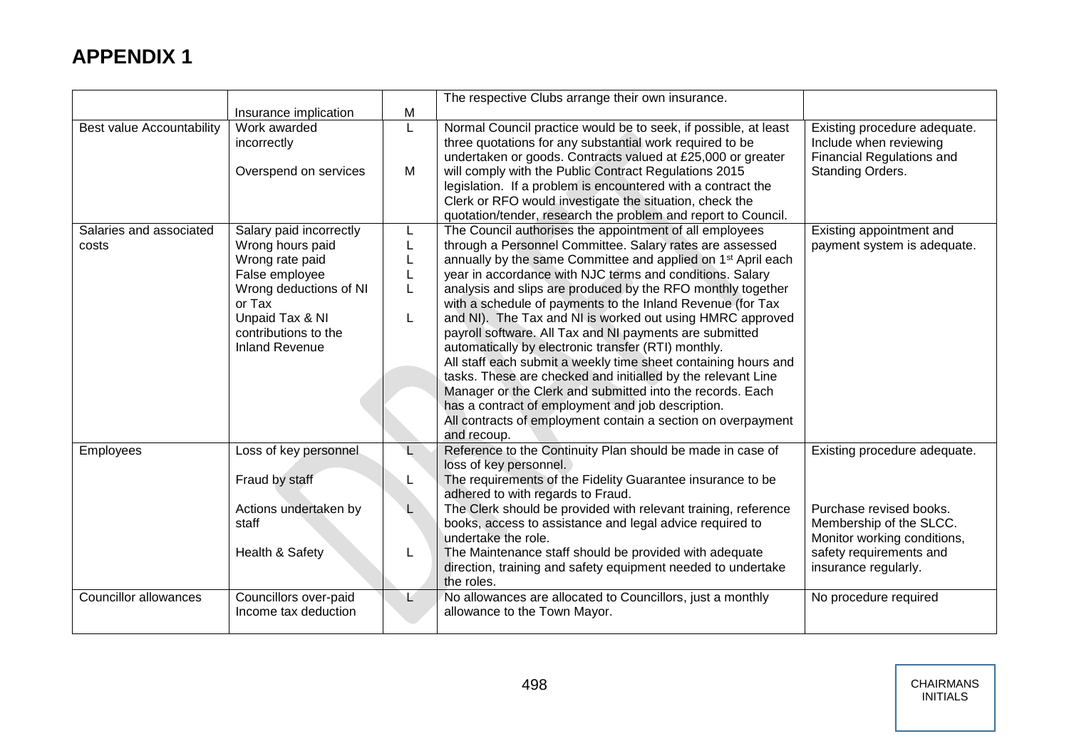# APPENDIX 1

| | | | | |
|---|---|---|---|---|
| | Insurance implication | M | The respective Clubs arrange their own insurance. | |
| Best value Accountability | Work awarded incorrectly<br><br>Overspend on services | L<br><br>M | Normal Council practice would be to seek, if possible, at least three quotations for any substantial work required to be undertaken or goods. Contracts valued at £25,000 or greater will comply with the Public Contract Regulations 2015 legislation. If a problem is encountered with a contract the Clerk or RFO would investigate the situation, check the quotation/tender, research the problem and report to Council. | Existing procedure adequate. Include when reviewing Financial Regulations and Standing Orders. |
| Salaries and associated costs | Salary paid incorrectly<br>Wrong hours paid<br>Wrong rate paid<br>False employee<br>Wrong deductions of NI or Tax<br>Unpaid Tax & NI contributions to the Inland Revenue | L<br>L<br>L<br>L<br>L<br><br>L | The Council authorises the appointment of all employees through a Personnel Committee. Salary rates are assessed annually by the same Committee and applied on 1st April each year in accordance with NJC terms and conditions. Salary analysis and slips are produced by the RFO monthly together with a schedule of payments to the Inland Revenue (for Tax and NI). The Tax and NI is worked out using HMRC approved payroll software. All Tax and NI payments are submitted automatically by electronic transfer (RTI) monthly.<br>All staff each submit a weekly time sheet containing hours and tasks. These are checked and initialled by the relevant Line Manager or the Clerk and submitted into the records. Each has a contract of employment and job description.<br>All contracts of employment contain a section on overpayment and recoup. | Existing appointment and payment system is adequate. |
| Employees | Loss of key personnel<br><br>Fraud by staff<br><br>Actions undertaken by staff<br><br>Health & Safety | L<br><br>L<br><br>L<br><br>L | Reference to the Continuity Plan should be made in case of loss of key personnel.<br>The requirements of the Fidelity Guarantee insurance to be adhered to with regards to Fraud.<br>The Clerk should be provided with relevant training, reference books, access to assistance and legal advice required to undertake the role.<br>The Maintenance staff should be provided with adequate direction, training and safety equipment needed to undertake the roles. | Existing procedure adequate.<br><br><br><br>Purchase revised books. Membership of the SLCC. Monitor working conditions, safety requirements and insurance regularly. |
| Councillor allowances | Councillors over-paid<br>Income tax deduction | L | No allowances are allocated to Councillors, just a monthly allowance to the Town Mayor. | No procedure required |

CHAIRMANS INITIALS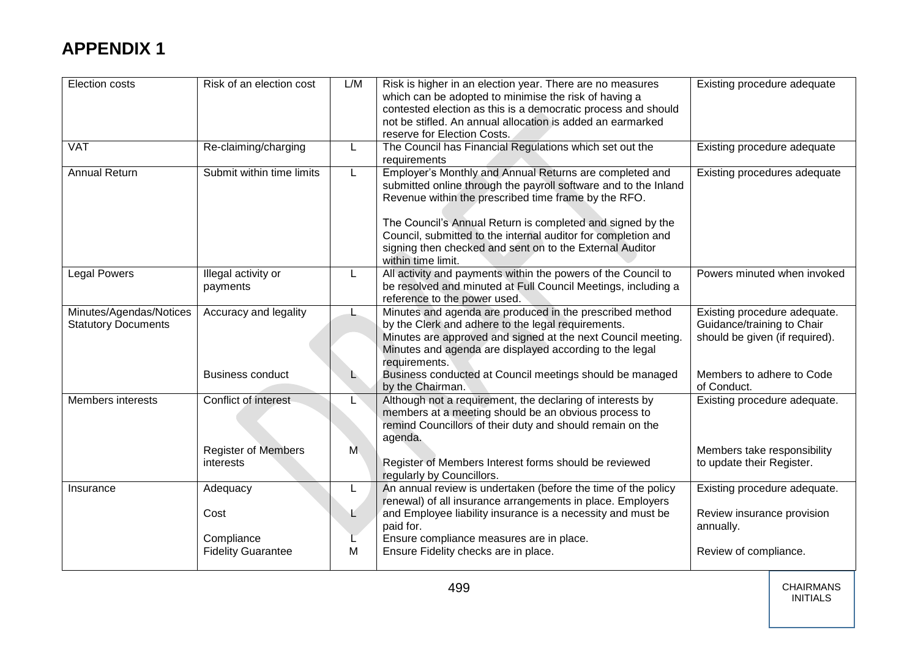# APPENDIX 1

| Election costs | Risk of an election cost | L/M | Risk is higher in an election year. There are no measures which can be adopted to minimise the risk of having a contested election as this is a democratic process and should not be stifled. An annual allocation is added an earmarked reserve for Election Costs. | Existing procedure adequate |
|---|---|---|---|---|
| VAT | Re-claiming/charging | L | The Council has Financial Regulations which set out the requirements | Existing procedure adequate |
| Annual Return | Submit within time limits | L | Employer's Monthly and Annual Returns are completed and submitted online through the payroll software and to the Inland Revenue within the prescribed time frame by the RFO.<br><br>The Council's Annual Return is completed and signed by the Council, submitted to the internal auditor for completion and signing then checked and sent on to the External Auditor within time limit. | Existing procedures adequate |
| Legal Powers | Illegal activity or payments | L | All activity and payments within the powers of the Council to be resolved and minuted at Full Council Meetings, including a reference to the power used. | Powers minuted when invoked |
| Minutes/Agendas/Notices Statutory Documents | Accuracy and legality | L | Minutes and agenda are produced in the prescribed method by the Clerk and adhere to the legal requirements. Minutes are approved and signed at the next Council meeting. Minutes and agenda are displayed according to the legal requirements. | Existing procedure adequate. Guidance/training to Chair should be given (if required). |
| | Business conduct | L | Business conducted at Council meetings should be managed by the Chairman. | Members to adhere to Code of Conduct. |
| Members interests | Conflict of interest | L | Although not a requirement, the declaring of interests by members at a meeting should be an obvious process to remind Councillors of their duty and should remain on the agenda. | Existing procedure adequate. |
| | Register of Members interests | M | Register of Members Interest forms should be reviewed regularly by Councillors. | Members take responsibility to update their Register. |
| Insurance | Adequacy | L | An annual review is undertaken (before the time of the policy renewal) of all insurance arrangements in place. Employers | Existing procedure adequate. |
| | Cost | L | and Employee liability insurance is a necessity and must be paid for. | Review insurance provision annually. |
| | Compliance | L | Ensure compliance measures are in place. | |
| | Fidelity Guarantee | M | Ensure Fidelity checks are in place. | Review of compliance. |

CHAIRMANS INITIALS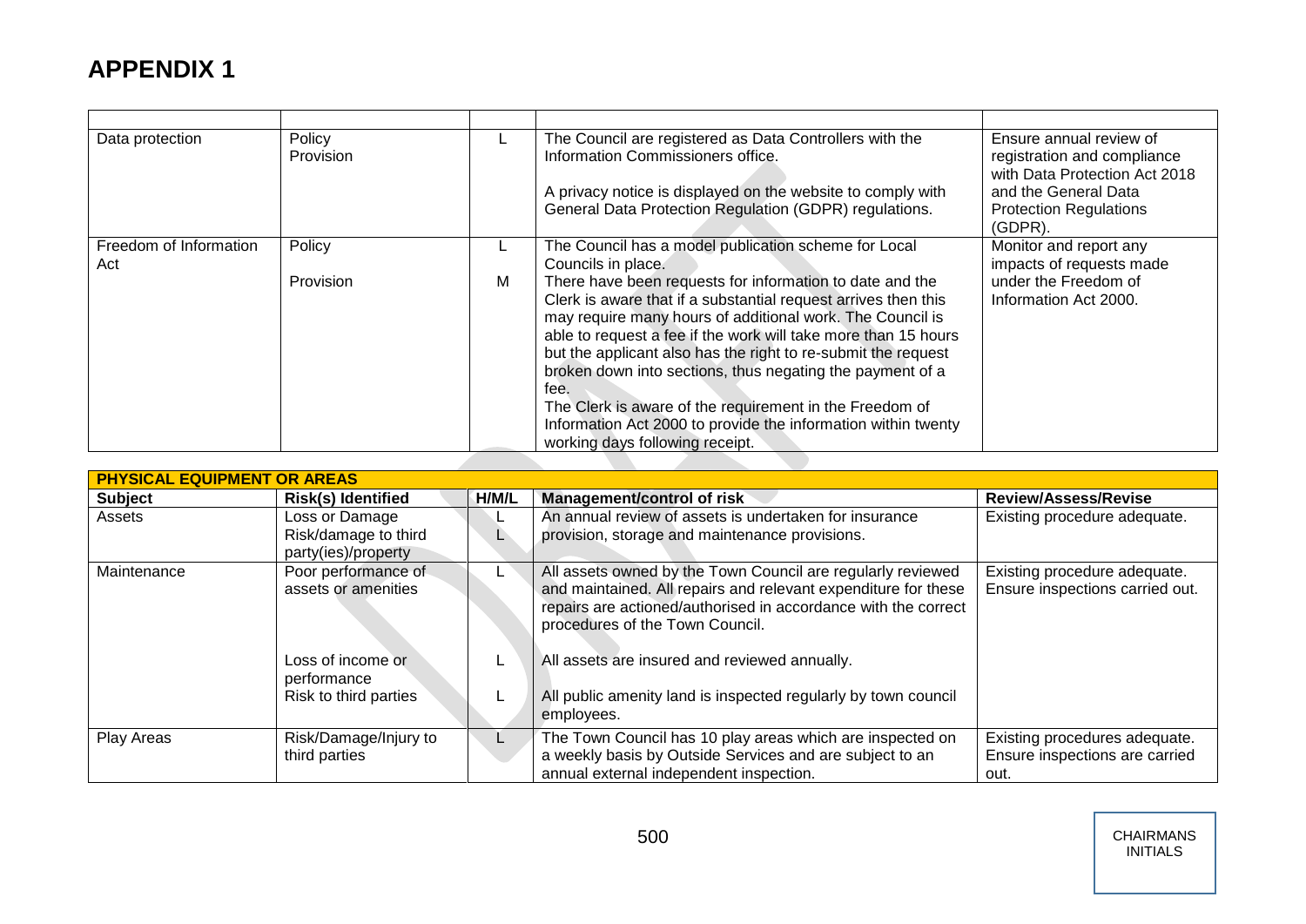# APPENDIX 1

| | | | | |
|---|---|---|---|---|
| Data protection | Policy<br>Provision | L | The Council are registered as Data Controllers with the Information Commissioners office.<br><br>A privacy notice is displayed on the website to comply with General Data Protection Regulation (GDPR) regulations. | Ensure annual review of registration and compliance with Data Protection Act 2018 and the General Data Protection Regulations (GDPR). |
| Freedom of Information Act | Policy<br><br>Provision | L<br><br>M | The Council has a model publication scheme for Local Councils in place.<br>There have been requests for information to date and the Clerk is aware that if a substantial request arrives then this may require many hours of additional work. The Council is able to request a fee if the work will take more than 15 hours but the applicant also has the right to re-submit the request broken down into sections, thus negating the payment of a fee.<br>The Clerk is aware of the requirement in the Freedom of Information Act 2000 to provide the information within twenty working days following receipt. | Monitor and report any impacts of requests made under the Freedom of Information Act 2000. |

| **PHYSICAL EQUIPMENT OR AREAS** | | | | |
|---|---|---|---|---|
| **Subject** | **Risk(s) Identified** | **H/M/L** | **Management/control of risk** | **Review/Assess/Revise** |
| Assets | Loss or Damage<br>Risk/damage to third party(ies)/property | L<br>L | An annual review of assets is undertaken for insurance provision, storage and maintenance provisions. | Existing procedure adequate. |
| Maintenance | Poor performance of assets or amenities<br><br>Loss of income or performance<br>Risk to third parties | L<br><br>L<br><br>L | All assets owned by the Town Council are regularly reviewed and maintained. All repairs and relevant expenditure for these repairs are actioned/authorised in accordance with the correct procedures of the Town Council.<br><br>All assets are insured and reviewed annually.<br><br>All public amenity land is inspected regularly by town council employees. | Existing procedure adequate. Ensure inspections carried out. |
| Play Areas | Risk/Damage/Injury to third parties | L | The Town Council has 10 play areas which are inspected on a weekly basis by Outside Services and are subject to an annual external independent inspection. | Existing procedures adequate. Ensure inspections are carried out. |

CHAIRMANS INITIALS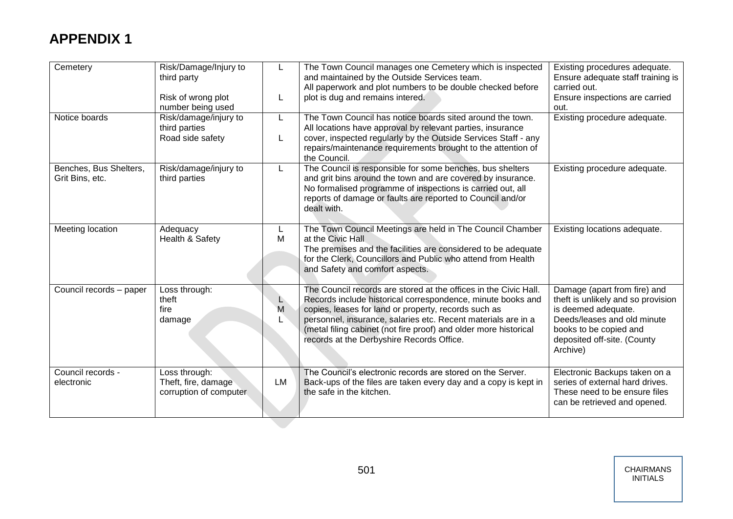# APPENDIX 1

| | | | | |
|---|---|---|---|---|
| Cemetery | Risk/Damage/Injury to third party<br><br>Risk of wrong plot number being used | L<br><br>L | The Town Council manages one Cemetery which is inspected and maintained by the Outside Services team.<br>All paperwork and plot numbers to be double checked before plot is dug and remains intered. | Existing procedures adequate. Ensure adequate staff training is carried out.<br>Ensure inspections are carried out. |
| Notice boards | Risk/damage/injury to third parties<br>Road side safety | L<br><br>L | The Town Council has notice boards sited around the town. All locations have approval by relevant parties, insurance cover, inspected regularly by the Outside Services Staff - any repairs/maintenance requirements brought to the attention of the Council. | Existing procedure adequate. |
| Benches, Bus Shelters, Grit Bins, etc. | Risk/damage/injury to third parties | L | The Council is responsible for some benches, bus shelters and grit bins around the town and are covered by insurance. No formalised programme of inspections is carried out, all reports of damage or faults are reported to Council and/or dealt with. | Existing procedure adequate. |
| Meeting location | Adequacy<br>Health & Safety | L<br>M | The Town Council Meetings are held in The Council Chamber at the Civic Hall<br>The premises and the facilities are considered to be adequate for the Clerk, Councillors and Public who attend from Health and Safety and comfort aspects. | Existing locations adequate. |
| Council records – paper | Loss through:<br>theft<br>fire<br>damage | <br>L<br>M<br>L | The Council records are stored at the offices in the Civic Hall. Records include historical correspondence, minute books and copies, leases for land or property, records such as personnel, insurance, salaries etc. Recent materials are in a (metal filing cabinet (not fire proof) and older more historical records at the Derbyshire Records Office. | Damage (apart from fire) and theft is unlikely and so provision is deemed adequate.<br>Deeds/leases and old minute books to be copied and deposited off-site. (County Archive) |
| Council records - electronic | Loss through:<br>Theft, fire, damage corruption of computer | LM | The Council's electronic records are stored on the Server. Back-ups of the files are taken every day and a copy is kept in the safe in the kitchen. | Electronic Backups taken on a series of external hard drives. These need to be ensure files can be retrieved and opened. |

CHAIRMANS INITIALS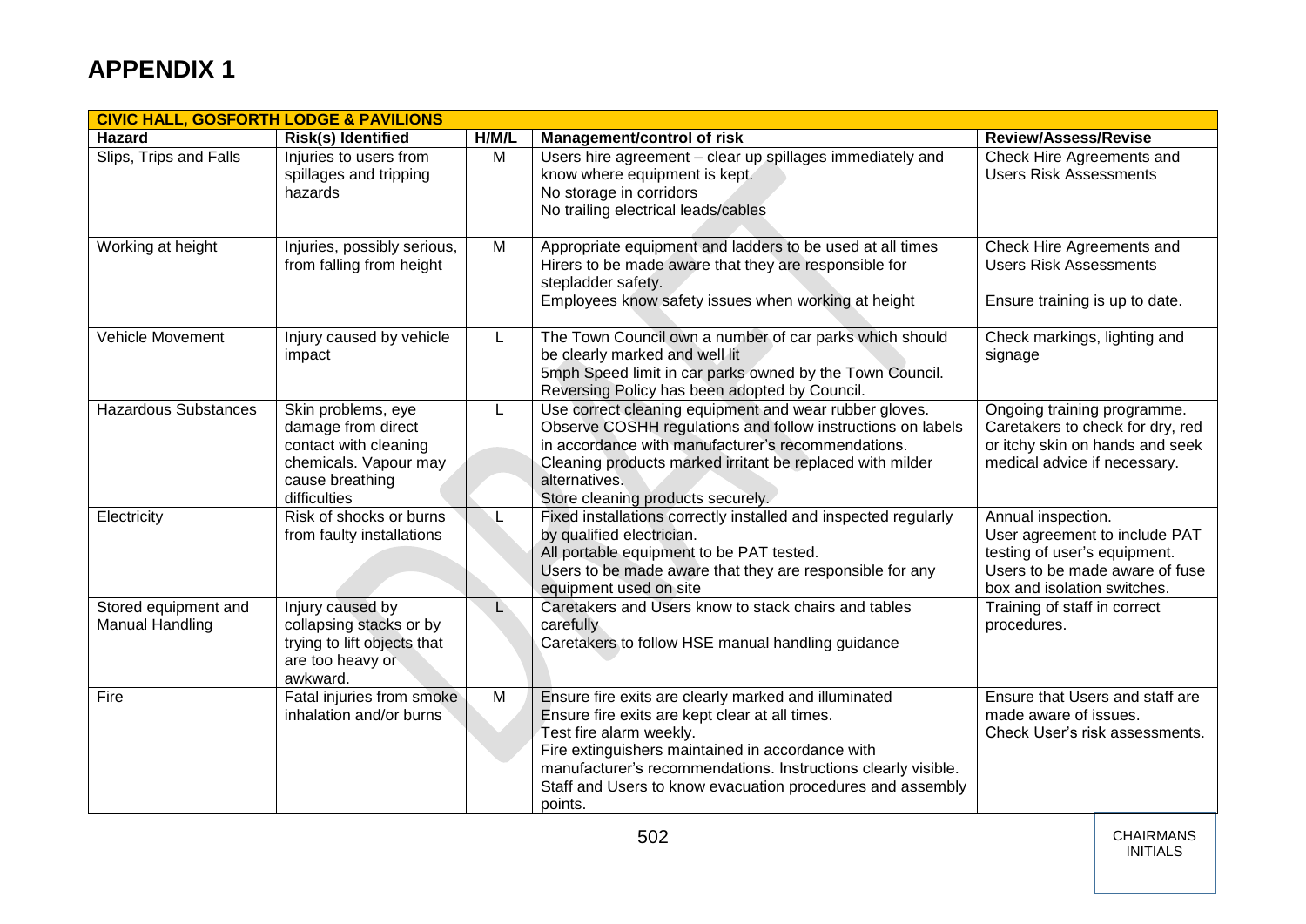# APPENDIX 1

| CIVIC HALL, GOSFORTH LODGE & PAVILIONS | | | | |
|---|---|---|---|---|
| **Hazard** | **Risk(s) Identified** | **H/M/L** | **Management/control of risk** | **Review/Assess/Revise** |
| Slips, Trips and Falls | Injuries to users from spillages and tripping hazards | M | Users hire agreement – clear up spillages immediately and know where equipment is kept.<br>No storage in corridors<br>No trailing electrical leads/cables | Check Hire Agreements and Users Risk Assessments |
| Working at height | Injuries, possibly serious, from falling from height | M | Appropriate equipment and ladders to be used at all times<br>Hirers to be made aware that they are responsible for stepladder safety.<br>Employees know safety issues when working at height | Check Hire Agreements and Users Risk Assessments<br><br>Ensure training is up to date. |
| Vehicle Movement | Injury caused by vehicle impact | L | The Town Council own a number of car parks which should be clearly marked and well lit<br>5mph Speed limit in car parks owned by the Town Council.<br>Reversing Policy has been adopted by Council. | Check markings, lighting and signage |
| Hazardous Substances | Skin problems, eye damage from direct contact with cleaning chemicals. Vapour may cause breathing difficulties | L | Use correct cleaning equipment and wear rubber gloves.<br>Observe COSHH regulations and follow instructions on labels in accordance with manufacturer's recommendations.<br>Cleaning products marked irritant be replaced with milder alternatives.<br>Store cleaning products securely. | Ongoing training programme. Caretakers to check for dry, red or itchy skin on hands and seek medical advice if necessary. |
| Electricity | Risk of shocks or burns from faulty installations | L | Fixed installations correctly installed and inspected regularly by qualified electrician.<br>All portable equipment to be PAT tested.<br>Users to be made aware that they are responsible for any equipment used on site | Annual inspection.<br>User agreement to include PAT testing of user's equipment.<br>Users to be made aware of fuse box and isolation switches. |
| Stored equipment and Manual Handling | Injury caused by collapsing stacks or by trying to lift objects that are too heavy or awkward. | L | Caretakers and Users know to stack chairs and tables carefully<br>Caretakers to follow HSE manual handling guidance | Training of staff in correct procedures. |
| Fire | Fatal injuries from smoke inhalation and/or burns | M | Ensure fire exits are clearly marked and illuminated<br>Ensure fire exits are kept clear at all times.<br>Test fire alarm weekly.<br>Fire extinguishers maintained in accordance with manufacturer's recommendations. Instructions clearly visible.<br>Staff and Users to know evacuation procedures and assembly points. | Ensure that Users and staff are made aware of issues.<br>Check User's risk assessments. |

CHAIRMANS INITIALS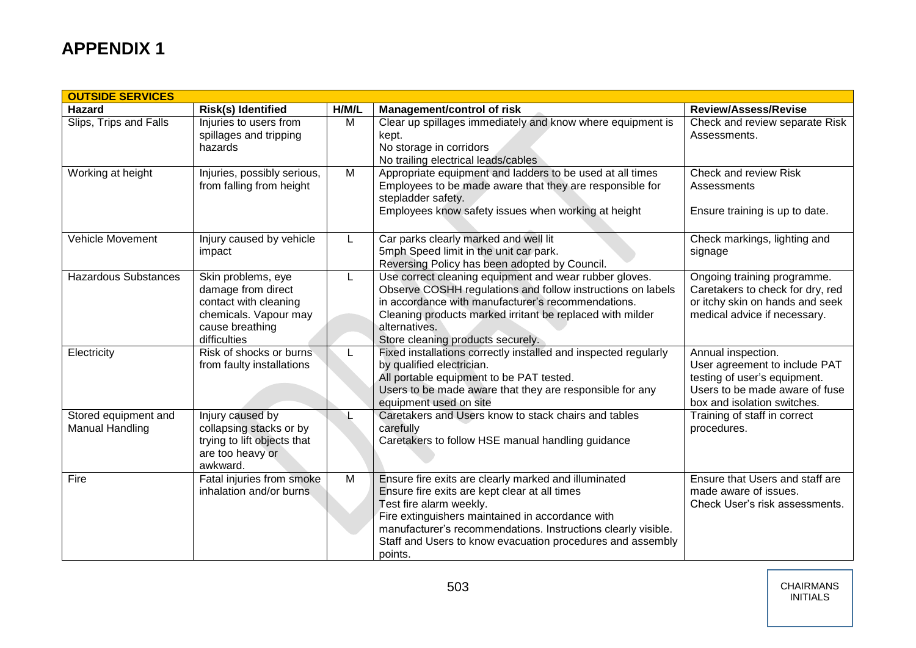# APPENDIX 1

| OUTSIDE SERVICES | | | | |
|---|---|---|---|---|
| **Hazard** | **Risk(s) Identified** | **H/M/L** | **Management/control of risk** | **Review/Assess/Revise** |
| Slips, Trips and Falls | Injuries to users from spillages and tripping hazards | M | Clear up spillages immediately and know where equipment is kept.<br>No storage in corridors<br>No trailing electrical leads/cables | Check and review separate Risk Assessments. |
| Working at height | Injuries, possibly serious, from falling from height | M | Appropriate equipment and ladders to be used at all times<br>Employees to be made aware that they are responsible for stepladder safety.<br>Employees know safety issues when working at height | Check and review Risk Assessments<br><br>Ensure training is up to date. |
| Vehicle Movement | Injury caused by vehicle impact | L | Car parks clearly marked and well lit<br>5mph Speed limit in the unit car park.<br>Reversing Policy has been adopted by Council. | Check markings, lighting and signage |
| Hazardous Substances | Skin problems, eye damage from direct contact with cleaning chemicals. Vapour may cause breathing difficulties | L | Use correct cleaning equipment and wear rubber gloves.<br>Observe COSHH regulations and follow instructions on labels in accordance with manufacturer's recommendations.<br>Cleaning products marked irritant be replaced with milder alternatives.<br>Store cleaning products securely. | Ongoing training programme.<br>Caretakers to check for dry, red or itchy skin on hands and seek medical advice if necessary. |
| Electricity | Risk of shocks or burns from faulty installations | L | Fixed installations correctly installed and inspected regularly by qualified electrician.<br>All portable equipment to be PAT tested.<br>Users to be made aware that they are responsible for any equipment used on site | Annual inspection.<br>User agreement to include PAT testing of user's equipment.<br>Users to be made aware of fuse box and isolation switches. |
| Stored equipment and Manual Handling | Injury caused by collapsing stacks or by trying to lift objects that are too heavy or awkward. | L | Caretakers and Users know to stack chairs and tables carefully<br>Caretakers to follow HSE manual handling guidance | Training of staff in correct procedures. |
| Fire | Fatal injuries from smoke inhalation and/or burns | M | Ensure fire exits are clearly marked and illuminated<br>Ensure fire exits are kept clear at all times<br>Test fire alarm weekly.<br>Fire extinguishers maintained in accordance with manufacturer's recommendations. Instructions clearly visible.<br>Staff and Users to know evacuation procedures and assembly points. | Ensure that Users and staff are made aware of issues.<br>Check User's risk assessments. |

CHAIRMANS INITIALS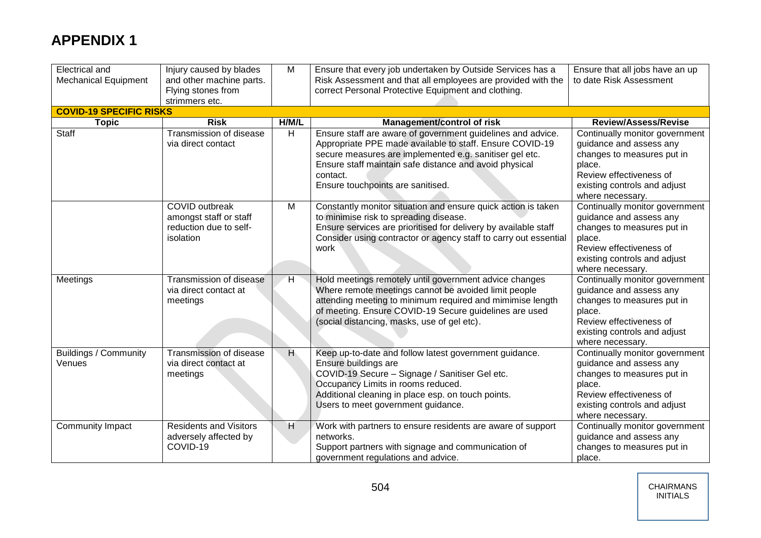# APPENDIX 1

| | | | | |
|---|---|---|---|---|
| Electrical and Mechanical Equipment | Injury caused by blades and other machine parts. Flying stones from strimmers etc. | M | Ensure that every job undertaken by Outside Services has a Risk Assessment and that all employees are provided with the correct Personal Protective Equipment and clothing. | Ensure that all jobs have an up to date Risk Assessment |
| **COVID-19 SPECIFIC RISKS** | | | | |
| **Topic** | **Risk** | **H/M/L** | **Management/control of risk** | **Review/Assess/Revise** |
| Staff | Transmission of disease via direct contact | H | Ensure staff are aware of government guidelines and advice. Appropriate PPE made available to staff. Ensure COVID-19 secure measures are implemented e.g. sanitiser gel etc. Ensure staff maintain safe distance and avoid physical contact. Ensure touchpoints are sanitised. | Continually monitor government guidance and assess any changes to measures put in place. Review effectiveness of existing controls and adjust where necessary. |
| | COVID outbreak amongst staff or staff reduction due to self-isolation | M | Constantly monitor situation and ensure quick action is taken to minimise risk to spreading disease. Ensure services are prioritised for delivery by available staff Consider using contractor or agency staff to carry out essential work | Continually monitor government guidance and assess any changes to measures put in place. Review effectiveness of existing controls and adjust where necessary. |
| Meetings | Transmission of disease via direct contact at meetings | H | Hold meetings remotely until government advice changes Where remote meetings cannot be avoided limit people attending meeting to minimum required and mimimise length of meeting. Ensure COVID-19 Secure guidelines are used (social distancing, masks, use of gel etc). | Continually monitor government guidance and assess any changes to measures put in place. Review effectiveness of existing controls and adjust where necessary. |
| Buildings / Community Venues | Transmission of disease via direct contact at meetings | H | Keep up-to-date and follow latest government guidance. Ensure buildings are COVID-19 Secure – Signage / Sanitiser Gel etc. Occupancy Limits in rooms reduced. Additional cleaning in place esp. on touch points. Users to meet government guidance. | Continually monitor government guidance and assess any changes to measures put in place. Review effectiveness of existing controls and adjust where necessary. |
| Community Impact | Residents and Visitors adversely affected by COVID-19 | H | Work with partners to ensure residents are aware of support networks. Support partners with signage and communication of government regulations and advice. | Continually monitor government guidance and assess any changes to measures put in place. |

CHAIRMANS INITIALS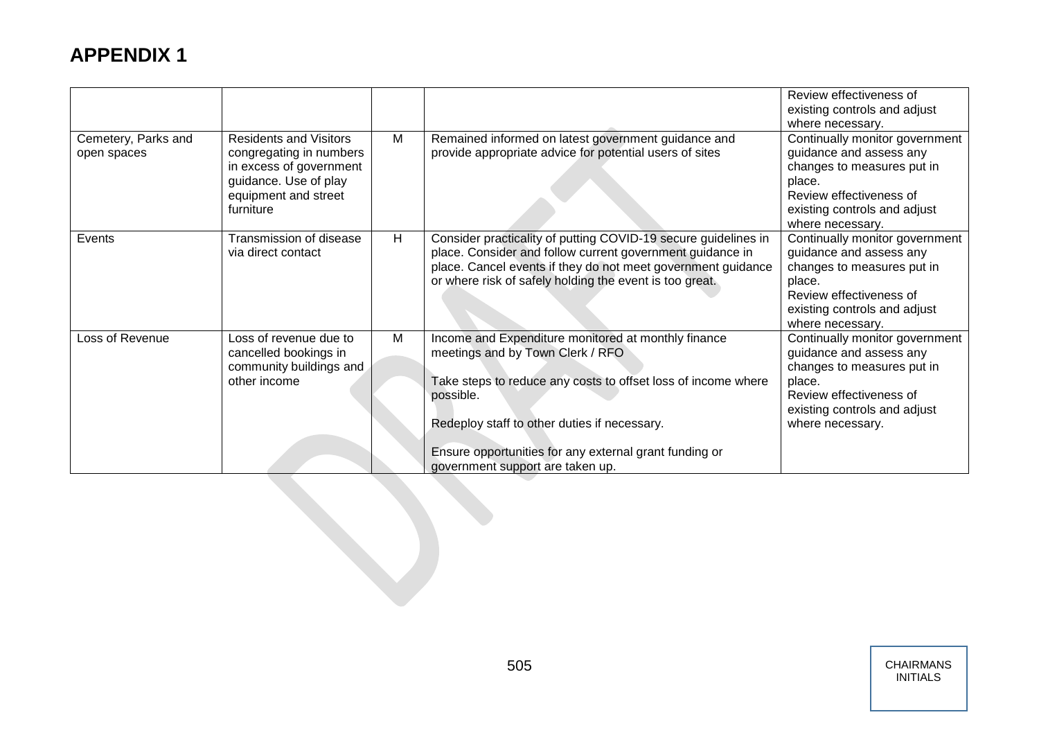# APPENDIX 1

| | | | | |
|---|---|---|---|---|
| | | | | Review effectiveness of existing controls and adjust where necessary. |
| Cemetery, Parks and open spaces | Residents and Visitors congregating in numbers in excess of government guidance. Use of play equipment and street furniture | M | Remained informed on latest government guidance and provide appropriate advice for potential users of sites | Continually monitor government guidance and assess any changes to measures put in place.<br>Review effectiveness of existing controls and adjust where necessary. |
| Events | Transmission of disease via direct contact | H | Consider practicality of putting COVID-19 secure guidelines in place. Consider and follow current government guidance in place. Cancel events if they do not meet government guidance or where risk of safely holding the event is too great. | Continually monitor government guidance and assess any changes to measures put in place.<br>Review effectiveness of existing controls and adjust where necessary. |
| Loss of Revenue | Loss of revenue due to cancelled bookings in community buildings and other income | M | Income and Expenditure monitored at monthly finance meetings and by Town Clerk / RFO<br><br>Take steps to reduce any costs to offset loss of income where possible.<br><br>Redeploy staff to other duties if necessary.<br><br>Ensure opportunities for any external grant funding or government support are taken up. | Continually monitor government guidance and assess any changes to measures put in place.<br>Review effectiveness of existing controls and adjust where necessary. |

CHAIRMANS INITIALS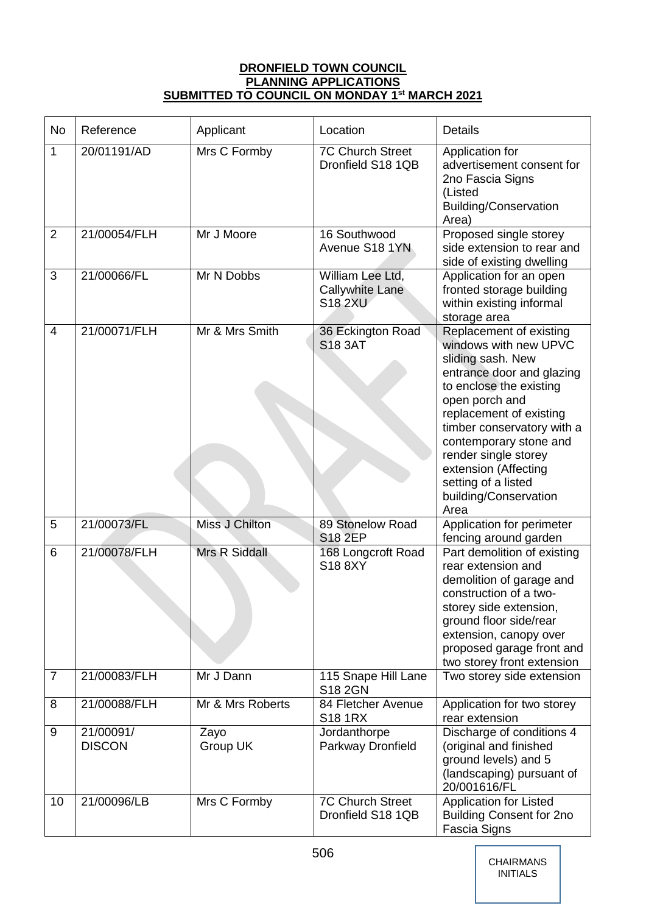**DRONFIELD TOWN COUNCIL**
**PLANNING APPLICATIONS**
**SUBMITTED TO COUNCIL ON MONDAY 1st MARCH 2021**

| No | Reference | Applicant | Location | Details |
|---|---|---|---|---|
| 1 | 20/01191/AD | Mrs C Formby | 7C Church Street Dronfield S18 1QB | Application for advertisement consent for 2no Fascia Signs (Listed Building/Conservation Area) |
| 2 | 21/00054/FLH | Mr J Moore | 16 Southwood Avenue S18 1YN | Proposed single storey side extension to rear and side of existing dwelling |
| 3 | 21/00066/FL | Mr N Dobbs | William Lee Ltd, Callywhite Lane S18 2XU | Application for an open fronted storage building within existing informal storage area |
| 4 | 21/00071/FLH | Mr & Mrs Smith | 36 Eckington Road S18 3AT | Replacement of existing windows with new UPVC sliding sash. New entrance door and glazing to enclose the existing open porch and replacement of existing timber conservatory with a contemporary stone and render single storey extension (Affecting setting of a listed building/Conservation Area |
| 5 | 21/00073/FL | Miss J Chilton | 89 Stonelow Road S18 2EP | Application for perimeter fencing around garden |
| 6 | 21/00078/FLH | Mrs R Siddall | 168 Longcroft Road S18 8XY | Part demolition of existing rear extension and demolition of garage and construction of a two-storey side extension, ground floor side/rear extension, canopy over proposed garage front and two storey front extension |
| 7 | 21/00083/FLH | Mr J Dann | 115 Snape Hill Lane S18 2GN | Two storey side extension |
| 8 | 21/00088/FLH | Mr & Mrs Roberts | 84 Fletcher Avenue S18 1RX | Application for two storey rear extension |
| 9 | 21/00091/ DISCON | Zayo Group UK | Jordanthorpe Parkway Dronfield | Discharge of conditions 4 (original and finished ground levels) and 5 (landscaping) pursuant of 20/001616/FL |
| 10 | 21/00096/LB | Mrs C Formby | 7C Church Street Dronfield S18 1QB | Application for Listed Building Consent for 2no Fascia Signs |

CHAIRMANS INITIALS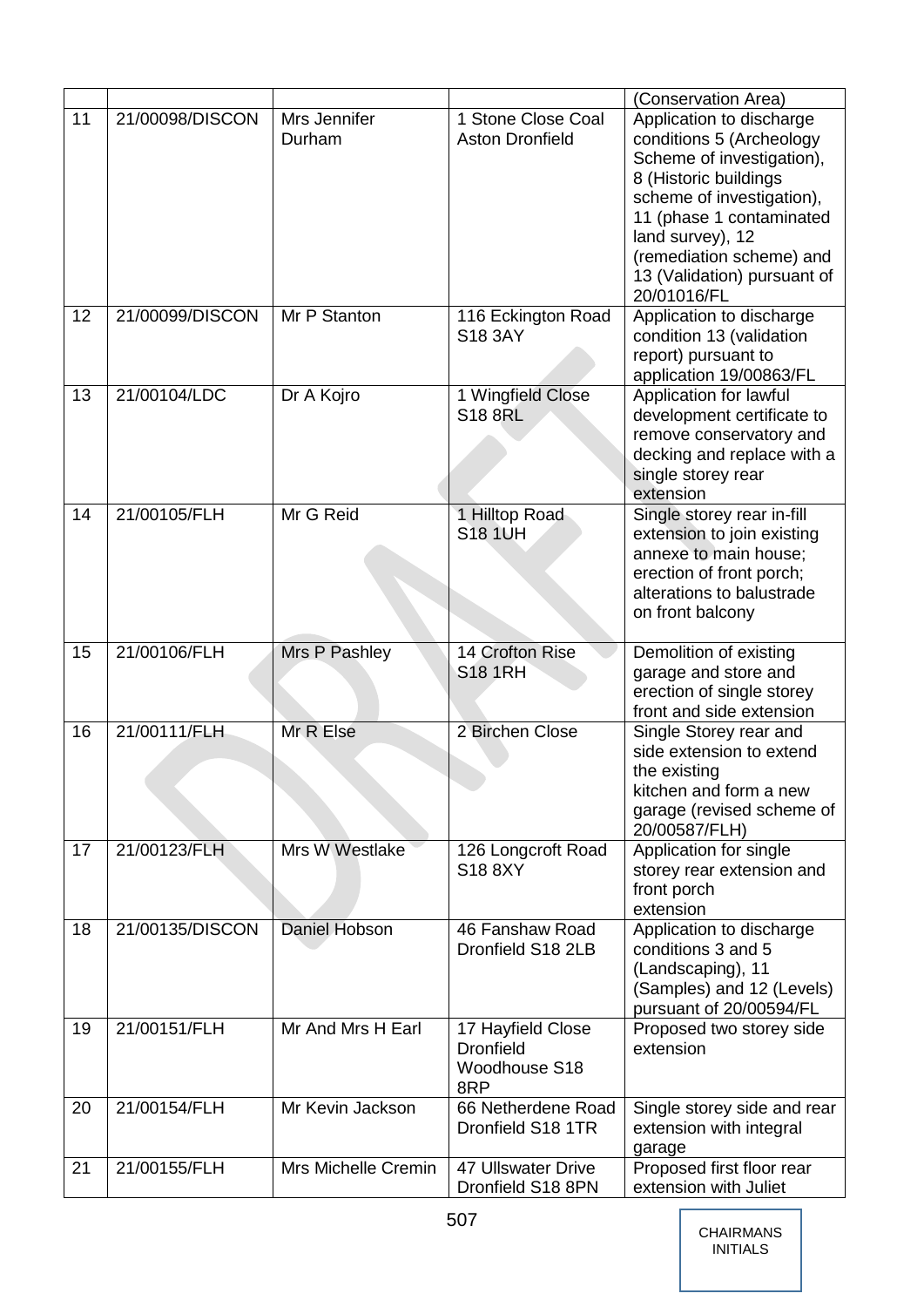| | | | | (Conservation Area) |
|---|---|---|---|---|
| 11 | 21/00098/DISCON | Mrs Jennifer Durham | 1 Stone Close Coal Aston Dronfield | Application to discharge conditions 5 (Archeology Scheme of investigation), 8 (Historic buildings scheme of investigation), 11 (phase 1 contaminated land survey), 12 (remediation scheme) and 13 (Validation) pursuant of 20/01016/FL |
| 12 | 21/00099/DISCON | Mr P Stanton | 116 Eckington Road S18 3AY | Application to discharge condition 13 (validation report) pursuant to application 19/00863/FL |
| 13 | 21/00104/LDC | Dr A Kojro | 1 Wingfield Close S18 8RL | Application for lawful development certificate to remove conservatory and decking and replace with a single storey rear extension |
| 14 | 21/00105/FLH | Mr G Reid | 1 Hilltop Road S18 1UH | Single storey rear in-fill extension to join existing annexe to main house; erection of front porch; alterations to balustrade on front balcony |
| 15 | 21/00106/FLH | Mrs P Pashley | 14 Crofton Rise S18 1RH | Demolition of existing garage and store and erection of single storey front and side extension |
| 16 | 21/00111/FLH | Mr R Else | 2 Birchen Close | Single Storey rear and side extension to extend the existing kitchen and form a new garage (revised scheme of 20/00587/FLH) |
| 17 | 21/00123/FLH | Mrs W Westlake | 126 Longcroft Road S18 8XY | Application for single storey rear extension and front porch extension |
| 18 | 21/00135/DISCON | Daniel Hobson | 46 Fanshaw Road Dronfield S18 2LB | Application to discharge conditions 3 and 5 (Landscaping), 11 (Samples) and 12 (Levels) pursuant of 20/00594/FL |
| 19 | 21/00151/FLH | Mr And Mrs H Earl | 17 Hayfield Close Dronfield Woodhouse S18 8RP | Proposed two storey side extension |
| 20 | 21/00154/FLH | Mr Kevin Jackson | 66 Netherdene Road Dronfield S18 1TR | Single storey side and rear extension with integral garage |
| 21 | 21/00155/FLH | Mrs Michelle Cremin | 47 Ullswater Drive Dronfield S18 8PN | Proposed first floor rear extension with Juliet |

CHAIRMANS INITIALS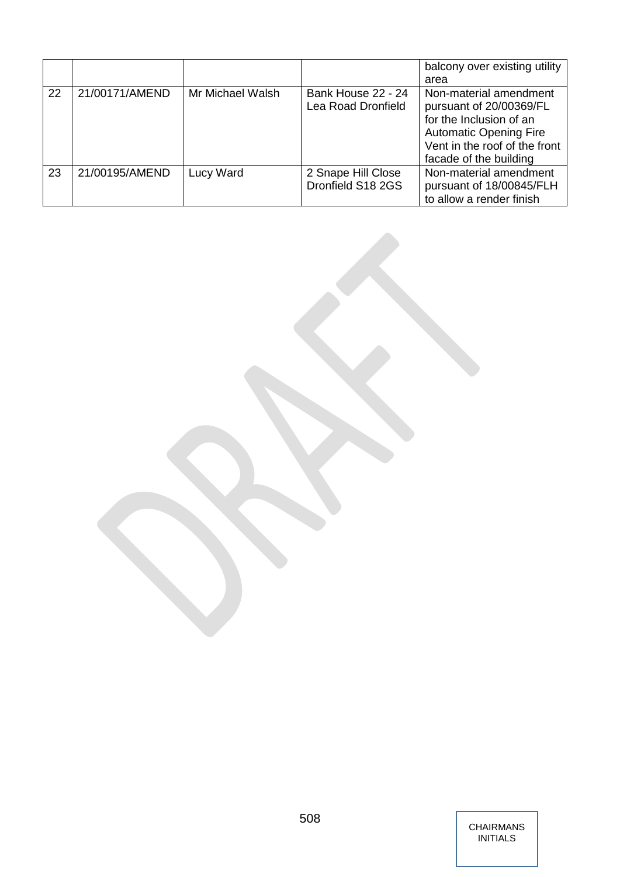| | | | | |
|---|---|---|---|---|
| | | | | balcony over existing utility area |
| 22 | 21/00171/AMEND | Mr Michael Walsh | Bank House 22 - 24 Lea Road Dronfield | Non-material amendment pursuant of 20/00369/FL for the Inclusion of an Automatic Opening Fire Vent in the roof of the front facade of the building |
| 23 | 21/00195/AMEND | Lucy Ward | 2 Snape Hill Close Dronfield S18 2GS | Non-material amendment pursuant of 18/00845/FLH to allow a render finish |

DRAFT

CHAIRMANS INITIALS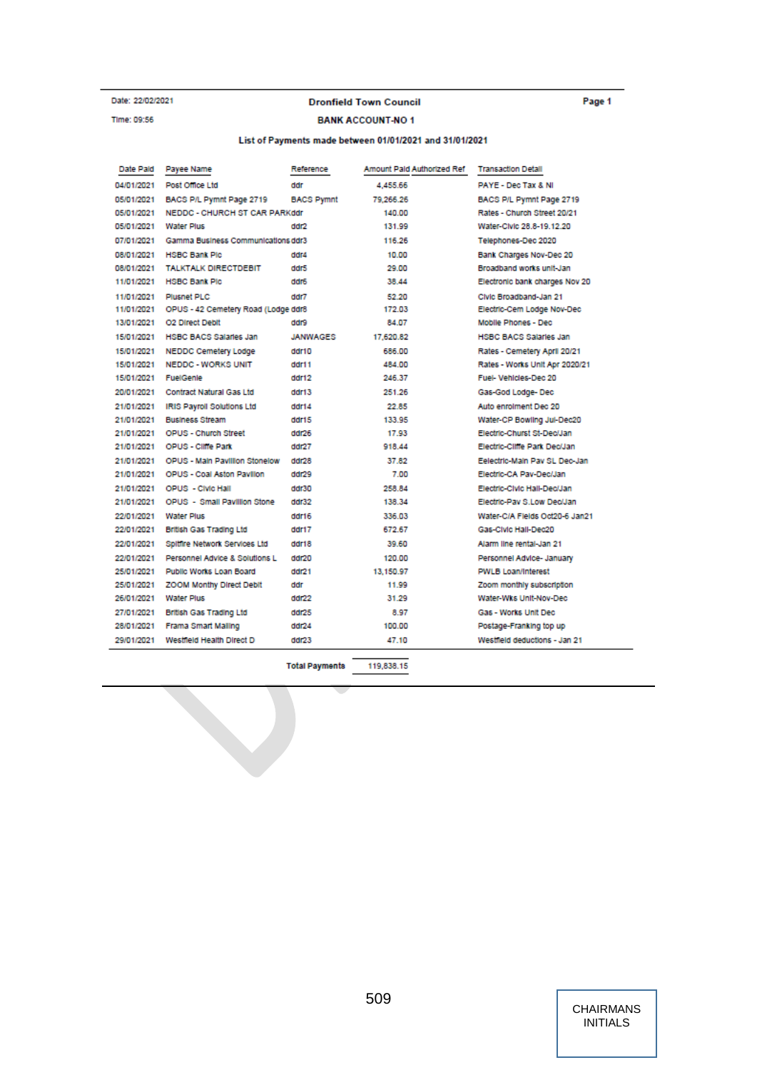Date: 22/02/2021

Time: 09:56

**Dronfield Town Council**

**BANK ACCOUNT-NO 1**

**List of Payments made between 01/01/2021 and 31/01/2021**

| Date Paid | Payee Name | Reference | Amount Paid | Authorized Ref | Transaction Detail |
|---|---|---|---|---|---|
| 04/01/2021 | Post Office Ltd | ddr | 4,455.66 | | PAYE - Dec Tax & NI |
| 05/01/2021 | BACS P/L Pymnt Page 2719 | BACS Pymnt | 79,266.26 | | BACS P/L Pymnt Page 2719 |
| 05/01/2021 | NEDDC - CHURCH ST CAR PARK | ddr | 140.00 | | Rates - Church Street 20/21 |
| 05/01/2021 | Water Plus | ddr2 | 131.99 | | Water-Civic 28.8-19.12.20 |
| 07/01/2021 | Gamma Business Communications | ddr3 | 116.26 | | Telephones-Dec 2020 |
| 08/01/2021 | HSBC Bank Plc | ddr4 | 10.00 | | Bank Charges Nov-Dec 20 |
| 08/01/2021 | TALKTALK DIRECTDEBIT | ddr5 | 29.00 | | Broadband works unit-Jan |
| 11/01/2021 | HSBC Bank Plc | ddr6 | 38.44 | | Electronic bank charges Nov 20 |
| 11/01/2021 | Plusnet PLC | ddr7 | 52.20 | | Civic Broadband-Jan 21 |
| 11/01/2021 | OPUS - 42 Cemetery Road (Lodge | ddr8 | 172.03 | | Electric-Cem Lodge Nov-Dec |
| 13/01/2021 | O2 Direct Debit | ddr9 | 84.07 | | Mobile Phones - Dec |
| 15/01/2021 | HSBC BACS Salaries Jan | JANWAGES | 17,620.82 | | HSBC BACS Salaries Jan |
| 15/01/2021 | NEDDC Cemetery Lodge | ddr10 | 686.00 | | Rates - Cemetery April 20/21 |
| 15/01/2021 | NEDDC - WORKS UNIT | ddr11 | 484.00 | | Rates - Works Unit Apr 2020/21 |
| 15/01/2021 | FuelGenie | ddr12 | 246.37 | | Fuel- Vehicles-Dec 20 |
| 20/01/2021 | Contract Natural Gas Ltd | ddr13 | 251.26 | | Gas-God Lodge- Dec |
| 21/01/2021 | IRIS Payroll Solutions Ltd | ddr14 | 22.85 | | Auto enrolment Dec 20 |
| 21/01/2021 | Business Stream | ddr15 | 133.95 | | Water-CP Bowling Jul-Dec20 |
| 21/01/2021 | OPUS - Church Street | ddr26 | 17.93 | | Electric-Churst St-Dec/Jan |
| 21/01/2021 | OPUS - Cliffe Park | ddr27 | 918.44 | | Electric-Cliffe Park Dec/Jan |
| 21/01/2021 | OPUS - Main Pavilion Stonelow | ddr28 | 37.82 | | Eelectric-Main Pav SL Dec-Jan |
| 21/01/2021 | OPUS - Coal Aston Pavilion | ddr29 | 7.00 | | Electric-CA Pav-Dec/Jan |
| 21/01/2021 | OPUS - Civic Hall | ddr30 | 258.84 | | Electric-Civic Hall-Dec/Jan |
| 21/01/2021 | OPUS - Small Pavilion Stone | ddr32 | 138.34 | | Electric-Pav S.Low Dec/Jan |
| 22/01/2021 | Water Plus | ddr16 | 336.03 | | Water-C/A Fields Oct20-6 Jan21 |
| 22/01/2021 | British Gas Trading Ltd | ddr17 | 672.67 | | Gas-Civic Hall-Dec20 |
| 22/01/2021 | Spitfire Network Services Ltd | ddr18 | 39.60 | | Alarm line rental-Jan 21 |
| 22/01/2021 | Personnel Advice & Solutions L | ddr20 | 120.00 | | Personnel Advice- January |
| 25/01/2021 | Public Works Loan Board | ddr21 | 13,150.97 | | PWLB Loan/Interest |
| 25/01/2021 | ZOOM Monthy Direct Debit | ddr | 11.99 | | Zoom monthly subscription |
| 26/01/2021 | Water Plus | ddr22 | 31.29 | | Water-Wks Unit-Nov-Dec |
| 27/01/2021 | British Gas Trading Ltd | ddr25 | 8.97 | | Gas - Works Unit Dec |
| 28/01/2021 | Frama Smart Mailing | ddr24 | 100.00 | | Postage-Franking top up |
| 29/01/2021 | Westfield Health Direct D | ddr23 | 47.10 | | Westfield deductions - Jan 21 |
| | | **Total Payments** | 119,838.15 | | |

CHAIRMANS INITIALS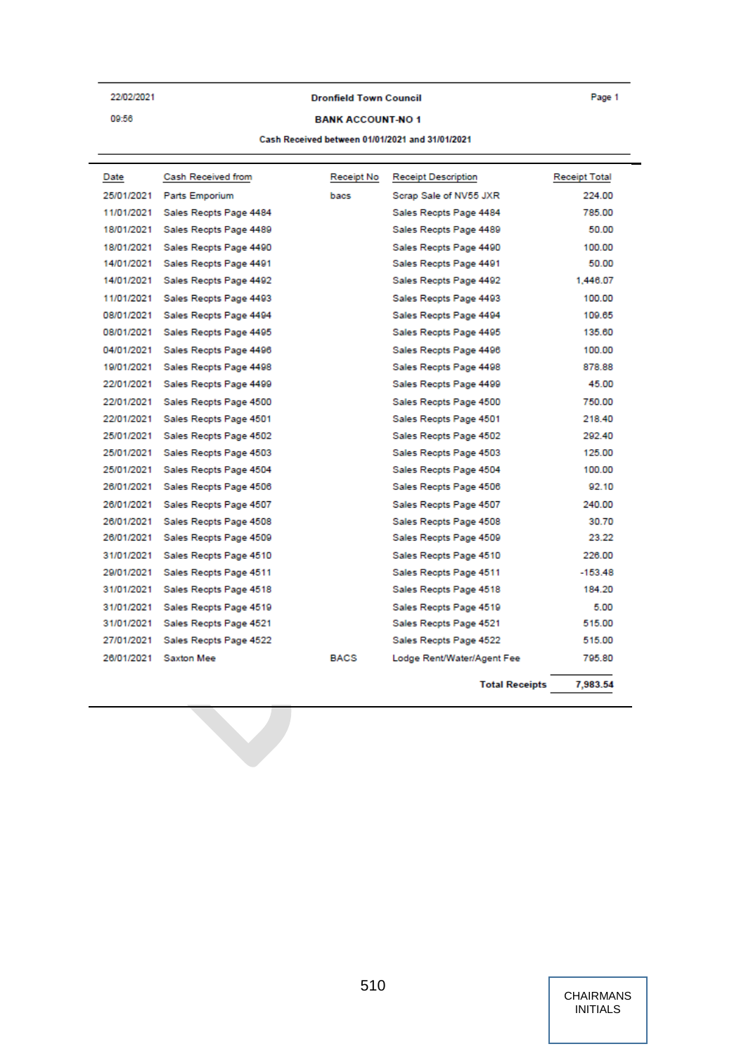22/02/2021

09:56

**Dronfield Town Council**

**BANK ACCOUNT-NO 1**

**Cash Received between 01/01/2021 and 31/01/2021**

| Date | Cash Received from | Receipt No | Receipt Description | Receipt Total |
|---|---|---|---|---|
| 25/01/2021 | Parts Emporium | bacs | Scrap Sale of NV55 JXR | 224.00 |
| 11/01/2021 | Sales Recpts Page 4484 | | Sales Recpts Page 4484 | 785.00 |
| 18/01/2021 | Sales Recpts Page 4489 | | Sales Recpts Page 4489 | 50.00 |
| 18/01/2021 | Sales Recpts Page 4490 | | Sales Recpts Page 4490 | 100.00 |
| 14/01/2021 | Sales Recpts Page 4491 | | Sales Recpts Page 4491 | 50.00 |
| 14/01/2021 | Sales Recpts Page 4492 | | Sales Recpts Page 4492 | 1,446.07 |
| 11/01/2021 | Sales Recpts Page 4493 | | Sales Recpts Page 4493 | 100.00 |
| 08/01/2021 | Sales Recpts Page 4494 | | Sales Recpts Page 4494 | 109.65 |
| 08/01/2021 | Sales Recpts Page 4495 | | Sales Recpts Page 4495 | 135.60 |
| 04/01/2021 | Sales Recpts Page 4496 | | Sales Recpts Page 4496 | 100.00 |
| 19/01/2021 | Sales Recpts Page 4498 | | Sales Recpts Page 4498 | 878.88 |
| 22/01/2021 | Sales Recpts Page 4499 | | Sales Recpts Page 4499 | 45.00 |
| 22/01/2021 | Sales Recpts Page 4500 | | Sales Recpts Page 4500 | 750.00 |
| 22/01/2021 | Sales Recpts Page 4501 | | Sales Recpts Page 4501 | 218.40 |
| 25/01/2021 | Sales Recpts Page 4502 | | Sales Recpts Page 4502 | 292.40 |
| 25/01/2021 | Sales Recpts Page 4503 | | Sales Recpts Page 4503 | 125.00 |
| 25/01/2021 | Sales Recpts Page 4504 | | Sales Recpts Page 4504 | 100.00 |
| 26/01/2021 | Sales Recpts Page 4506 | | Sales Recpts Page 4506 | 92.10 |
| 26/01/2021 | Sales Recpts Page 4507 | | Sales Recpts Page 4507 | 240.00 |
| 26/01/2021 | Sales Recpts Page 4508 | | Sales Recpts Page 4508 | 30.70 |
| 26/01/2021 | Sales Recpts Page 4509 | | Sales Recpts Page 4509 | 23.22 |
| 31/01/2021 | Sales Recpts Page 4510 | | Sales Recpts Page 4510 | 226.00 |
| 29/01/2021 | Sales Recpts Page 4511 | | Sales Recpts Page 4511 | -153.48 |
| 31/01/2021 | Sales Recpts Page 4518 | | Sales Recpts Page 4518 | 184.20 |
| 31/01/2021 | Sales Recpts Page 4519 | | Sales Recpts Page 4519 | 5.00 |
| 31/01/2021 | Sales Recpts Page 4521 | | Sales Recpts Page 4521 | 515.00 |
| 27/01/2021 | Sales Recpts Page 4522 | | Sales Recpts Page 4522 | 515.00 |
| 26/01/2021 | Saxton Mee | BACS | Lodge Rent/Water/Agent Fee | 795.80 |
| | | | **Total Receipts** | **7,983.54** |

CHAIRMANS INITIALS